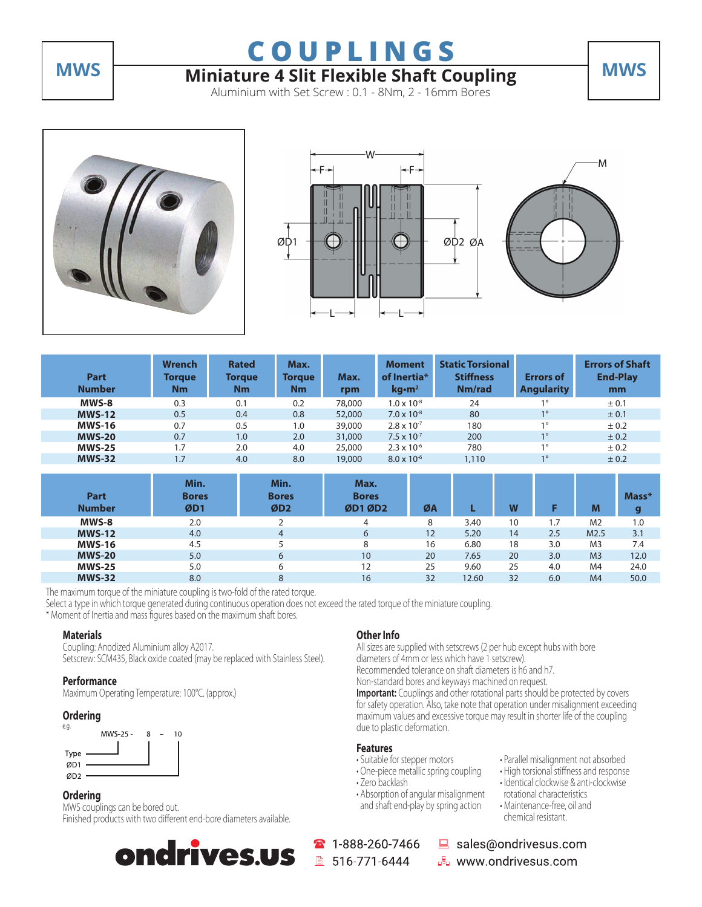# COUPLINGS

## MWS

## Miniature 4 Slit Flexible Shaft Coupling

Aluminium with Set Screw : 0.1 - 8Nm, 2 - 16mm Bores

| Part Number | Wrench Torque Nm | Rated Torque Nm | Max. Torque Nm | Max. rpm | Moment of Inertia* kg•m² | Static Torsional Stiffness Nm/rad | Errors of Angularity | Errors of Shaft End-Play mm |
|---|---|---|---|---|---|---|---|---|
| **MWS-8** | 0.3 | 0.1 | 0.2 | 78,000 | $1.0 \times 10^{-8}$ | 24 | 1° | ± 0.1 |
| **MWS-12** | 0.5 | 0.4 | 0.8 | 52,000 | $7.0 \times 10^{-8}$ | 80 | 1° | ± 0.1 |
| **MWS-16** | 0.7 | 0.5 | 1.0 | 39,000 | $2.8 \times 10^{-7}$ | 180 | 1° | ± 0.2 |
| **MWS-20** | 0.7 | 1.0 | 2.0 | 31,000 | $7.5 \times 10^{-7}$ | 200 | 1° | ± 0.2 |
| **MWS-25** | 1.7 | 2.0 | 4.0 | 25,000 | $2.3 \times 10^{-6}$ | 780 | 1° | ± 0.2 |
| **MWS-32** | 1.7 | 4.0 | 8.0 | 19,000 | $8.0 \times 10^{-6}$ | 1,110 | 1° | ± 0.2 |

| Part Number | Min. Bores ØD1 | Min. Bores ØD2 | Max. Bores ØD1 ØD2 | ØA | L | W | F | M | Mass* g |
|---|---|---|---|---|---|---|---|---|---|
| **MWS-8** | 2.0 | 2 | 4 | 8 | 3.40 | 10 | 1.7 | M2 | 1.0 |
| **MWS-12** | 4.0 | 4 | 6 | 12 | 5.20 | 14 | 2.5 | M2.5 | 3.1 |
| **MWS-16** | 4.5 | 5 | 8 | 16 | 6.80 | 18 | 3.0 | M3 | 7.4 |
| **MWS-20** | 5.0 | 6 | 10 | 20 | 7.65 | 20 | 3.0 | M3 | 12.0 |
| **MWS-25** | 5.0 | 6 | 12 | 25 | 9.60 | 25 | 4.0 | M4 | 24.0 |
| **MWS-32** | 8.0 | 8 | 16 | 32 | 12.60 | 32 | 6.0 | M4 | 50.0 |

The maximum torque of the miniature coupling is two-fold of the rated torque.
Select a type in which torque generated during continuous operation does not exceed the rated torque of the miniature coupling.
* Moment of Inertia and mass figures based on the maximum shaft bores.

### Materials

Coupling: Anodized Aluminium alloy A2017.
Setscrew: SCM435, Black oxide coated (may be replaced with Stainless Steel).

### Performance

Maximum Operating Temperature: 100°C. (approx.)

### Ordering

e.g.

MWS-25 - 8 – 10

Type — MWS-25
ØD1 — 8
ØD2 — 10

### Ordering

MWS couplings can be bored out.
Finished products with two different end-bore diameters available.

### Other Info

All sizes are supplied with setscrews (2 per hub except hubs with bore diameters of 4mm or less which have 1 setscrew).
Recommended tolerance on shaft diameters is h6 and h7.
Non-standard bores and keyways machined on request.
**Important:** Couplings and other rotational parts should be protected by covers for safety operation. Also, take note that operation under misalignment exceeding maximum values and excessive torque may result in shorter life of the coupling due to plastic deformation.

### Features

- Suitable for stepper motors
- One-piece metallic spring coupling
- Zero backlash
- Absorption of angular misalignment and shaft end-play by spring action
- Parallel misalignment not absorbed
- High torsional stiffness and response
- Identical clockwise & anti-clockwise rotational characteristics
- Maintenance-free, oil and chemical resistant.

ondrives.us

1-888-260-7466
516-771-6444
sales@ondrivesus.com
www.ondrivesus.com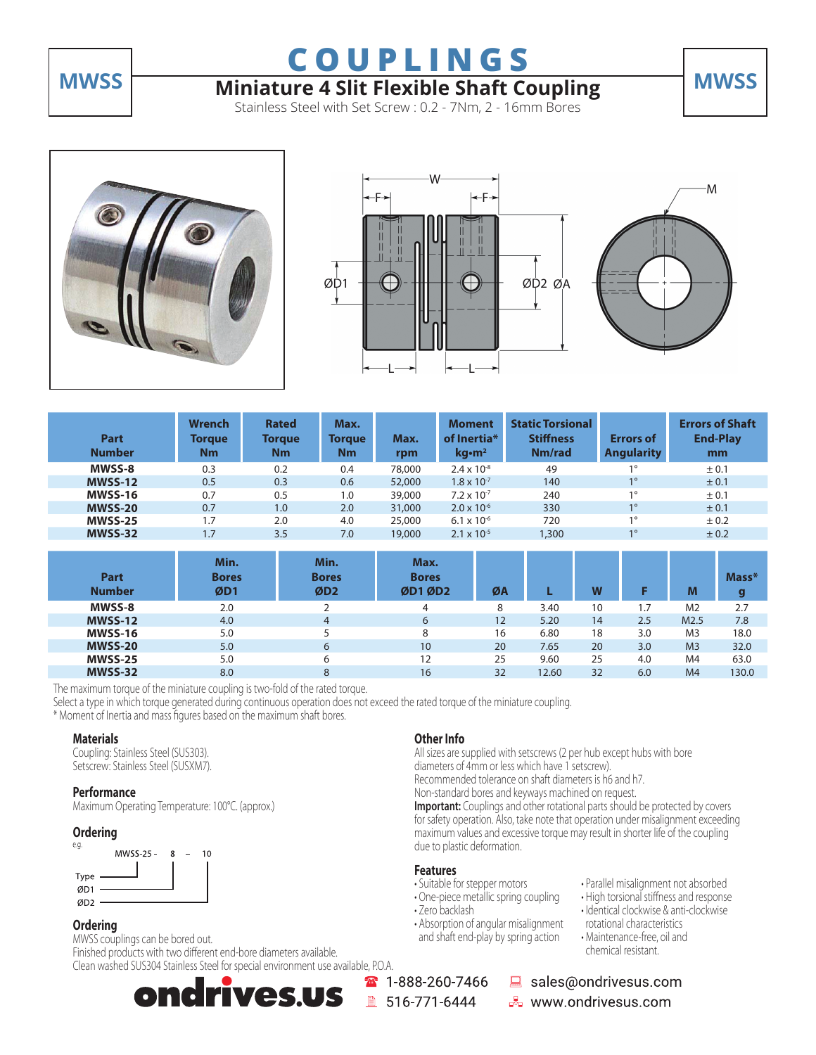# COUPLINGS

## MWSS

## Miniature 4 Slit Flexible Shaft Coupling

Stainless Steel with Set Screw : 0.2 - 7Nm, 2 - 16mm Bores

| Part Number | Wrench Torque Nm | Rated Torque Nm | Max. Torque Nm | Max. rpm | Moment of Inertia* kg•m² | Static Torsional Stiffness Nm/rad | Errors of Angularity | Errors of Shaft End-Play mm |
|---|---|---|---|---|---|---|---|---|
| MWSS-8 | 0.3 | 0.2 | 0.4 | 78,000 | $2.4 \times 10^{-8}$ | 49 | 1° | ± 0.1 |
| MWSS-12 | 0.5 | 0.3 | 0.6 | 52,000 | $1.8 \times 10^{-7}$ | 140 | 1° | ± 0.1 |
| MWSS-16 | 0.7 | 0.5 | 1.0 | 39,000 | $7.2 \times 10^{-7}$ | 240 | 1° | ± 0.1 |
| MWSS-20 | 0.7 | 1.0 | 2.0 | 31,000 | $2.0 \times 10^{-6}$ | 330 | 1° | ± 0.1 |
| MWSS-25 | 1.7 | 2.0 | 4.0 | 25,000 | $6.1 \times 10^{-6}$ | 720 | 1° | ± 0.2 |
| MWSS-32 | 1.7 | 3.5 | 7.0 | 19,000 | $2.1 \times 10^{-5}$ | 1,300 | 1° | ± 0.2 |

| Part Number | Min. Bores ØD1 | Min. Bores ØD2 | Max. Bores ØD1 ØD2 | ØA | L | W | F | M | Mass* g |
|---|---|---|---|---|---|---|---|---|---|
| MWSS-8 | 2.0 | 2 | 4 | 8 | 3.40 | 10 | 1.7 | M2 | 2.7 |
| MWSS-12 | 4.0 | 4 | 6 | 12 | 5.20 | 14 | 2.5 | M2.5 | 7.8 |
| MWSS-16 | 5.0 | 5 | 8 | 16 | 6.80 | 18 | 3.0 | M3 | 18.0 |
| MWSS-20 | 5.0 | 6 | 10 | 20 | 7.65 | 20 | 3.0 | M3 | 32.0 |
| MWSS-25 | 5.0 | 6 | 12 | 25 | 9.60 | 25 | 4.0 | M4 | 63.0 |
| MWSS-32 | 8.0 | 8 | 16 | 32 | 12.60 | 32 | 6.0 | M4 | 130.0 |

The maximum torque of the miniature coupling is two-fold of the rated torque.
Select a type in which torque generated during continuous operation does not exceed the rated torque of the miniature coupling.
* Moment of Inertia and mass figures based on the maximum shaft bores.

### Materials
Coupling: Stainless Steel (SUS303).
Setscrew: Stainless Steel (SUSXM7).

### Performance
Maximum Operating Temperature: 100°C. (approx.)

### Ordering
e.g.

MWSS-25 - 8 - 10

Type / ØD1 / ØD2

### Ordering
MWSS couplings can be bored out.
Finished products with two different end-bore diameters available.
Clean washed SUS304 Stainless Steel for special environment use available, P.O.A.

### Other Info
All sizes are supplied with setscrews (2 per hub except hubs with bore diameters of 4mm or less which have 1 setscrew).
Recommended tolerance on shaft diameters is h6 and h7.
Non-standard bores and keyways machined on request.
**Important:** Couplings and other rotational parts should be protected by covers for safety operation. Also, take note that operation under misalignment exceeding maximum values and excessive torque may result in shorter life of the coupling due to plastic deformation.

### Features
- Suitable for stepper motors
- One-piece metallic spring coupling
- Zero backlash
- Absorption of angular misalignment and shaft end-play by spring action
- Parallel misalignment not absorbed
- High torsional stiffness and response
- Identical clockwise & anti-clockwise rotational characteristics
- Maintenance-free, oil and chemical resistant.

ondrives.us
1-888-260-7466
516-771-6444
sales@ondrivesus.com
www.ondrivesus.com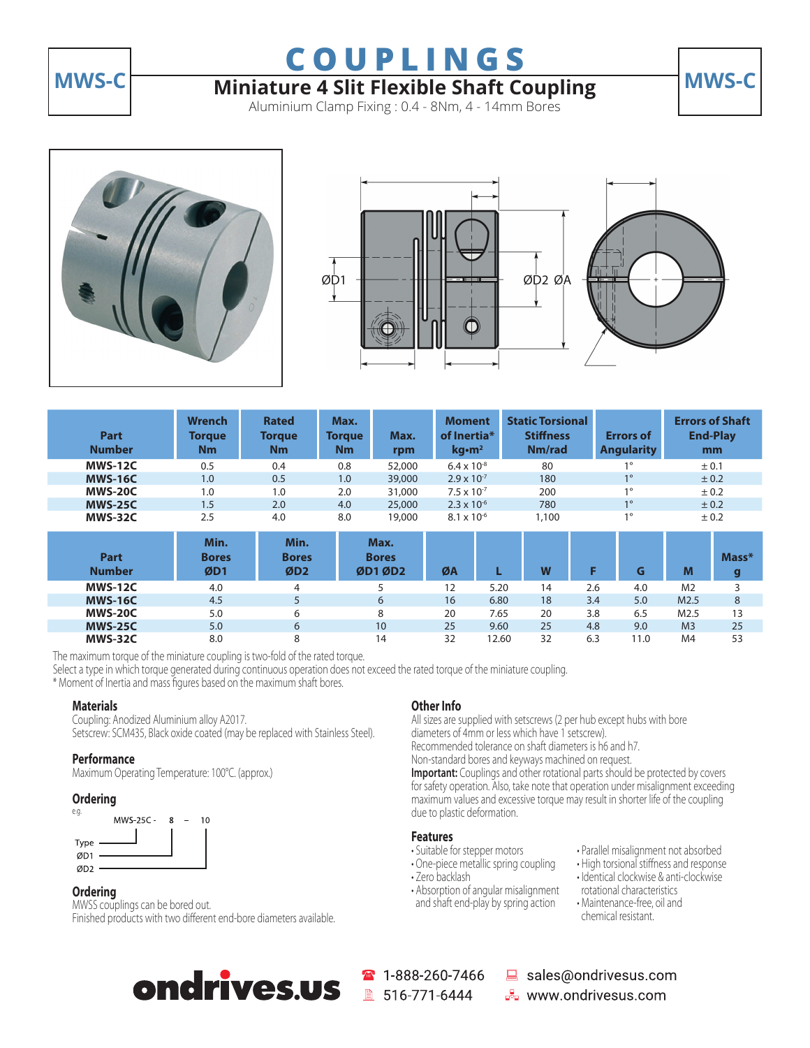MWS-C

# COUPLINGS

## Miniature 4 Slit Flexible Shaft Coupling

Aluminium Clamp Fixing : 0.4 - 8Nm, 4 - 14mm Bores

ØD1 ØD2 ØA

| Part Number | Wrench Torque Nm | Rated Torque Nm | Max. Torque Nm | Max. rpm | Moment of Inertia* kg•m² | Static Torsional Stiffness Nm/rad | Errors of Angularity | Errors of Shaft End-Play mm |
|---|---|---|---|---|---|---|---|---|
| **MWS-12C** | 0.5 | 0.4 | 0.8 | 52,000 | $6.4 \times 10^{-8}$ | 80 | 1° | ± 0.1 |
| **MWS-16C** | 1.0 | 0.5 | 1.0 | 39,000 | $2.9 \times 10^{-7}$ | 180 | 1° | ± 0.2 |
| **MWS-20C** | 1.0 | 1.0 | 2.0 | 31,000 | $7.5 \times 10^{-7}$ | 200 | 1° | ± 0.2 |
| **MWS-25C** | 1.5 | 2.0 | 4.0 | 25,000 | $2.3 \times 10^{-6}$ | 780 | 1° | ± 0.2 |
| **MWS-32C** | 2.5 | 4.0 | 8.0 | 19,000 | $8.1 \times 10^{-6}$ | 1,100 | 1° | ± 0.2 |

| Part Number | Min. Bores ØD1 | Min. Bores ØD2 | Max. Bores ØD1 ØD2 | ØA | L | W | F | G | M | Mass* g |
|---|---|---|---|---|---|---|---|---|---|---|
| **MWS-12C** | 4.0 | 4 | 5 | 12 | 5.20 | 14 | 2.6 | 4.0 | M2 | 3 |
| **MWS-16C** | 4.5 | 5 | 6 | 16 | 6.80 | 18 | 3.4 | 5.0 | M2.5 | 8 |
| **MWS-20C** | 5.0 | 6 | 8 | 20 | 7.65 | 20 | 3.8 | 6.5 | M2.5 | 13 |
| **MWS-25C** | 5.0 | 6 | 10 | 25 | 9.60 | 25 | 4.8 | 9.0 | M3 | 25 |
| **MWS-32C** | 8.0 | 8 | 14 | 32 | 12.60 | 32 | 6.3 | 11.0 | M4 | 53 |

The maximum torque of the miniature coupling is two-fold of the rated torque.
Select a type in which torque generated during continuous operation does not exceed the rated torque of the miniature coupling.
* Moment of Inertia and mass figures based on the maximum shaft bores.

### Materials

Coupling: Anodized Aluminium alloy A2017.
Setscrew: SCM435, Black oxide coated (may be replaced with Stainless Steel).

### Performance

Maximum Operating Temperature: 100°C. (approx.)

### Ordering

e.g.

MWS-25C - 8 – 10

Type — MWS-25C
ØD1 — 8
ØD2 — 10

### Ordering

MWSS couplings can be bored out.
Finished products with two different end-bore diameters available.

### Other Info

All sizes are supplied with setscrews (2 per hub except hubs with bore diameters of 4mm or less which have 1 setscrew).
Recommended tolerance on shaft diameters is h6 and h7.
Non-standard bores and keyways machined on request.
**Important:** Couplings and other rotational parts should be protected by covers for safety operation. Also, take note that operation under misalignment exceeding maximum values and excessive torque may result in shorter life of the coupling due to plastic deformation.

### Features

- Suitable for stepper motors
- One-piece metallic spring coupling
- Zero backlash
- Absorption of angular misalignment and shaft end-play by spring action
- Parallel misalignment not absorbed
- High torsional stiffness and response
- Identical clockwise & anti-clockwise rotational characteristics
- Maintenance-free, oil and chemical resistant.

ondrives.us
1-888-260-7466
516-771-6444
sales@ondrivesus.com
www.ondrivesus.com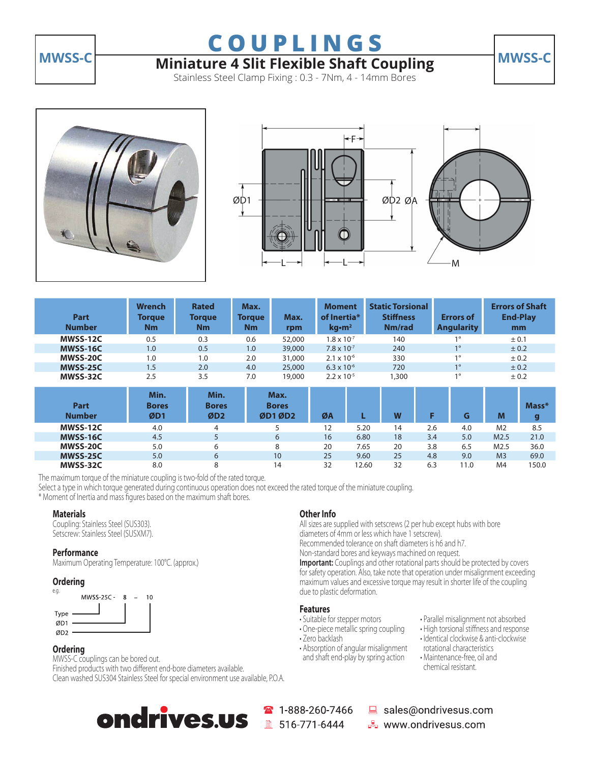# COUPLINGS

MWSS-C

## Miniature 4 Slit Flexible Shaft Coupling

Stainless Steel Clamp Fixing : 0.3 - 7Nm, 4 - 14mm Bores

ØD1 ØD2 ØA F L L M

| Part Number | Wrench Torque Nm | Rated Torque Nm | Max. Torque Nm | Max. rpm | Moment of Inertia* kg•m² | Static Torsional Stiffness Nm/rad | Errors of Angularity | Errors of Shaft End-Play mm |
|---|---|---|---|---|---|---|---|---|
| MWSS-12C | 0.5 | 0.3 | 0.6 | 52,000 | $1.8 \times 10^{-7}$ | 140 | 1° | ± 0.1 |
| MWSS-16C | 1.0 | 0.5 | 1.0 | 39,000 | $7.8 \times 10^{-7}$ | 240 | 1° | ± 0.2 |
| MWSS-20C | 1.0 | 1.0 | 2.0 | 31,000 | $2.1 \times 10^{-6}$ | 330 | 1° | ± 0.2 |
| MWSS-25C | 1.5 | 2.0 | 4.0 | 25,000 | $6.3 \times 10^{-6}$ | 720 | 1° | ± 0.2 |
| MWSS-32C | 2.5 | 3.5 | 7.0 | 19,000 | $2.2 \times 10^{-5}$ | 1,300 | 1° | ± 0.2 |

| Part Number | Min. Bores ØD1 | Min. Bores ØD2 | Max. Bores ØD1 ØD2 | ØA | L | W | F | G | M | Mass* g |
|---|---|---|---|---|---|---|---|---|---|---|
| MWSS-12C | 4.0 | 4 | 5 | 12 | 5.20 | 14 | 2.6 | 4.0 | M2 | 8.5 |
| MWSS-16C | 4.5 | 5 | 6 | 16 | 6.80 | 18 | 3.4 | 5.0 | M2.5 | 21.0 |
| MWSS-20C | 5.0 | 6 | 8 | 20 | 7.65 | 20 | 3.8 | 6.5 | M2.5 | 36.0 |
| MWSS-25C | 5.0 | 6 | 10 | 25 | 9.60 | 25 | 4.8 | 9.0 | M3 | 69.0 |
| MWSS-32C | 8.0 | 8 | 14 | 32 | 12.60 | 32 | 6.3 | 11.0 | M4 | 150.0 |

The maximum torque of the miniature coupling is two-fold of the rated torque.
Select a type in which torque generated during continuous operation does not exceed the rated torque of the miniature coupling.
\* Moment of Inertia and mass figures based on the maximum shaft bores.

### Materials

Coupling: Stainless Steel (SUS303).
Setscrew: Stainless Steel (SUSXM7).

### Performance

Maximum Operating Temperature: 100°C. (approx.)

### Ordering

e.g.

```
MWSS-25C - 8 – 10
Type
ØD1
ØD2
```

### Ordering

MWSS-C couplings can be bored out.
Finished products with two different end-bore diameters available.
Clean washed SUS304 Stainless Steel for special environment use available, P.O.A.

### Other Info

All sizes are supplied with setscrews (2 per hub except hubs with bore diameters of 4mm or less which have 1 setscrew).
Recommended tolerance on shaft diameters is h6 and h7.
Non-standard bores and keyways machined on request.
**Important:** Couplings and other rotational parts should be protected by covers for safety operation. Also, take note that operation under misalignment exceeding maximum values and excessive torque may result in shorter life of the coupling due to plastic deformation.

### Features

- Suitable for stepper motors
- One-piece metallic spring coupling
- Zero backlash
- Absorption of angular misalignment and shaft end-play by spring action
- Parallel misalignment not absorbed
- High torsional stiffness and response
- Identical clockwise & anti-clockwise rotational characteristics
- Maintenance-free, oil and chemical resistant.

ondrives.us
1-888-260-7466
516-771-6444
sales@ondrivesus.com
www.ondrivesus.com